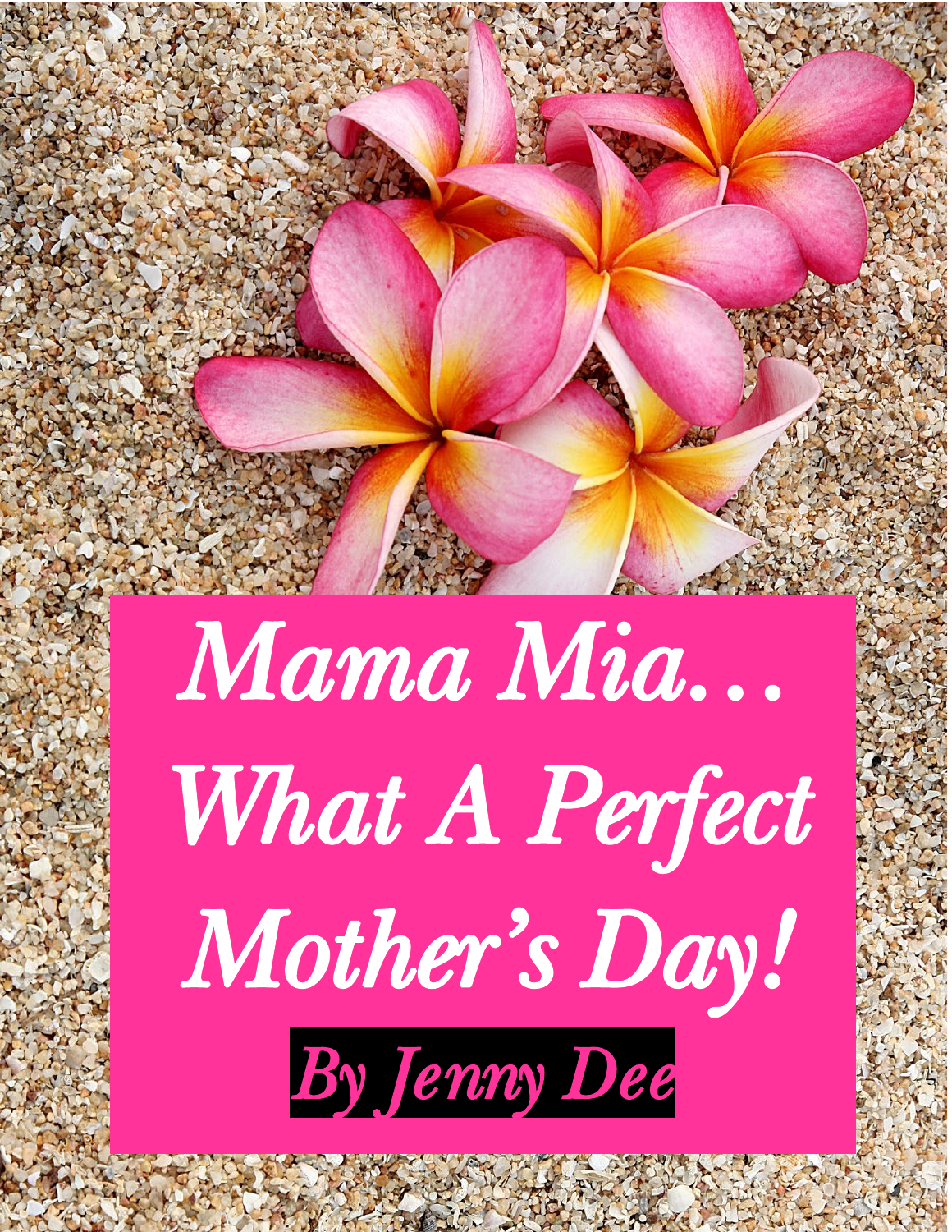# *Mama Mia… What A Perfect Mother's Day!*

*By Jenny Dee*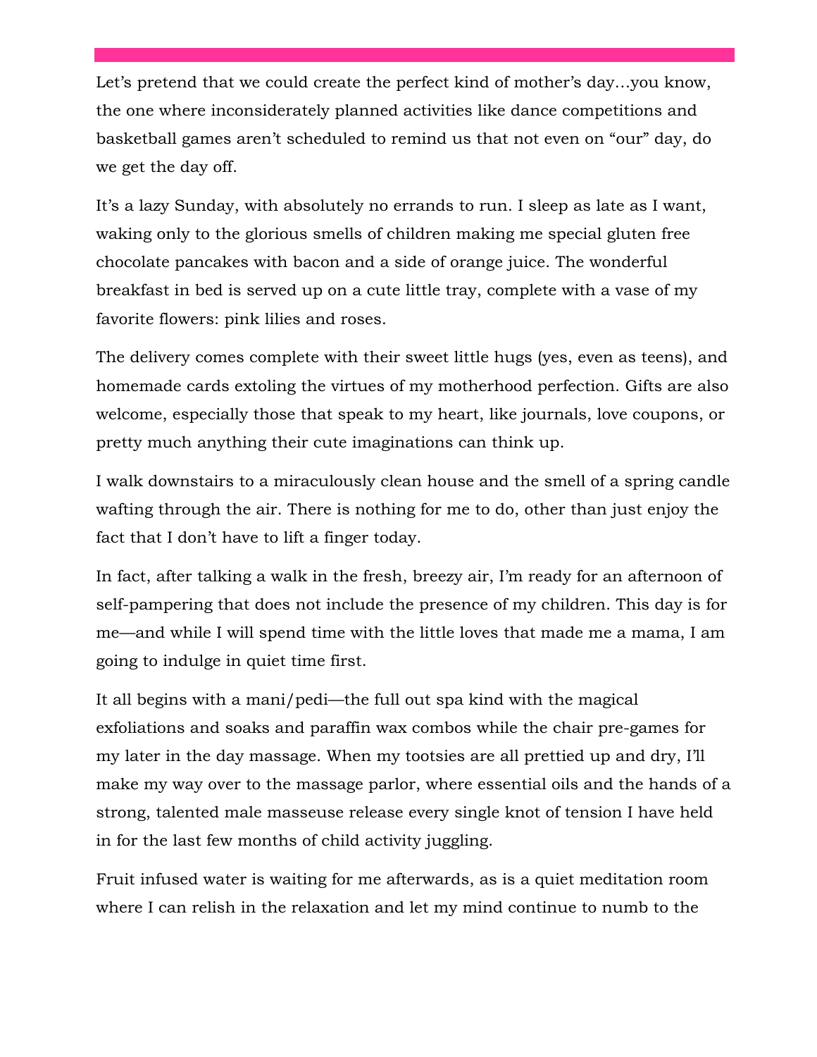Let's pretend that we could create the perfect kind of mother's day…you know, the one where inconsiderately planned activities like dance competitions and basketball games aren't scheduled to remind us that not even on "our" day, do we get the day off.

It's a lazy Sunday, with absolutely no errands to run. I sleep as late as I want, waking only to the glorious smells of children making me special gluten free chocolate pancakes with bacon and a side of orange juice. The wonderful breakfast in bed is served up on a cute little tray, complete with a vase of my favorite flowers: pink lilies and roses.

The delivery comes complete with their sweet little hugs (yes, even as teens), and homemade cards extoling the virtues of my motherhood perfection. Gifts are also welcome, especially those that speak to my heart, like journals, love coupons, or pretty much anything their cute imaginations can think up.

I walk downstairs to a miraculously clean house and the smell of a spring candle wafting through the air. There is nothing for me to do, other than just enjoy the fact that I don't have to lift a finger today.

In fact, after talking a walk in the fresh, breezy air, I'm ready for an afternoon of self-pampering that does not include the presence of my children. This day is for me—and while I will spend time with the little loves that made me a mama, I am going to indulge in quiet time first.

It all begins with a mani/pedi—the full out spa kind with the magical exfoliations and soaks and paraffin wax combos while the chair pre-games for my later in the day massage. When my tootsies are all prettied up and dry, I'll make my way over to the massage parlor, where essential oils and the hands of a strong, talented male masseuse release every single knot of tension I have held in for the last few months of child activity juggling.

Fruit infused water is waiting for me afterwards, as is a quiet meditation room where I can relish in the relaxation and let my mind continue to numb to the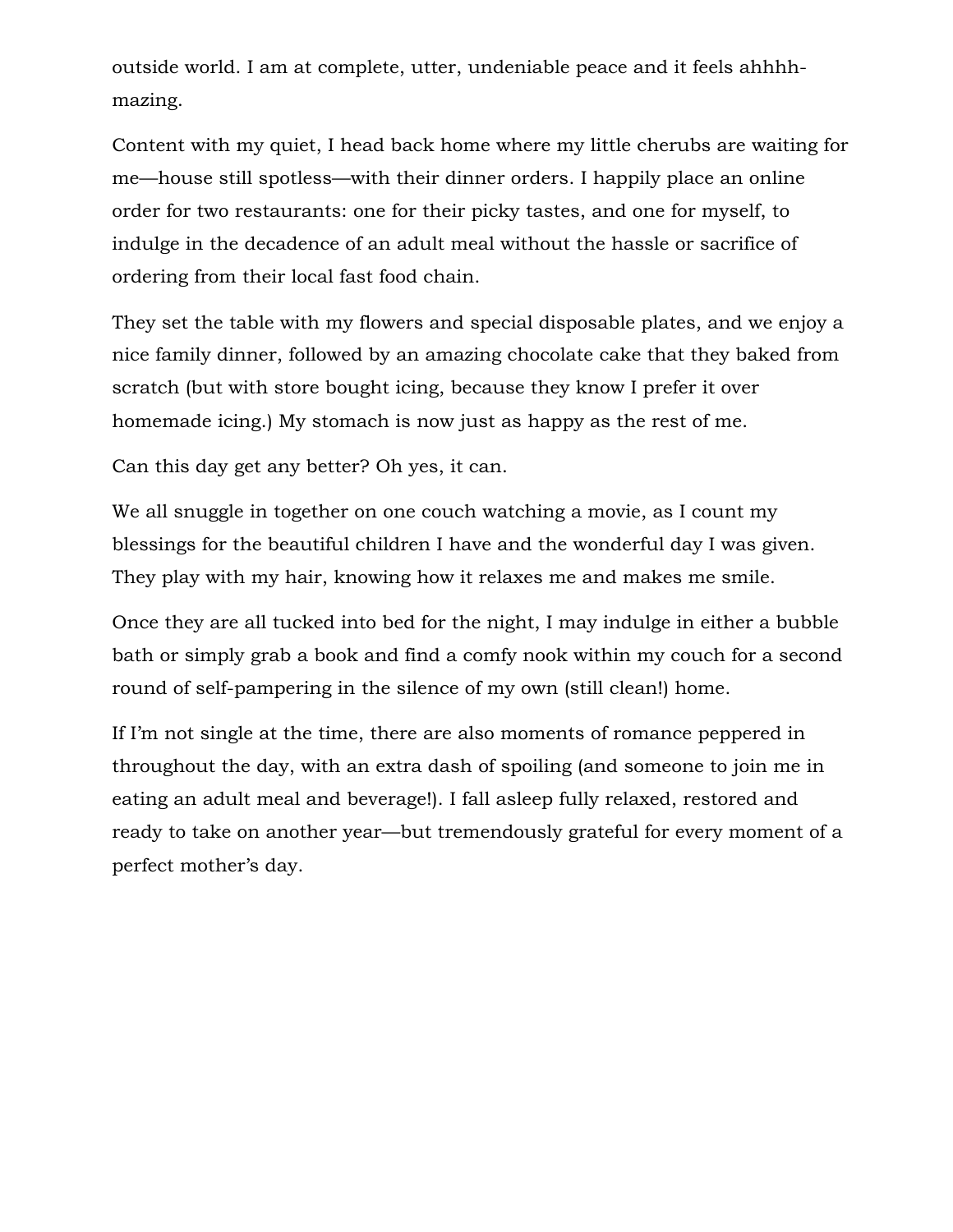outside world. I am at complete, utter, undeniable peace and it feels ahhhh-mazing.

Content with my quiet, I head back home where my little cherubs are waiting for me—house still spotless—with their dinner orders. I happily place an online order for two restaurants: one for their picky tastes, and one for myself, to indulge in the decadence of an adult meal without the hassle or sacrifice of ordering from their local fast food chain.

They set the table with my flowers and special disposable plates, and we enjoy a nice family dinner, followed by an amazing chocolate cake that they baked from scratch (but with store bought icing, because they know I prefer it over homemade icing.) My stomach is now just as happy as the rest of me.

Can this day get any better? Oh yes, it can.

We all snuggle in together on one couch watching a movie, as I count my blessings for the beautiful children I have and the wonderful day I was given. They play with my hair, knowing how it relaxes me and makes me smile.

Once they are all tucked into bed for the night, I may indulge in either a bubble bath or simply grab a book and find a comfy nook within my couch for a second round of self-pampering in the silence of my own (still clean!) home.

If I'm not single at the time, there are also moments of romance peppered in throughout the day, with an extra dash of spoiling (and someone to join me in eating an adult meal and beverage!). I fall asleep fully relaxed, restored and ready to take on another year—but tremendously grateful for every moment of a perfect mother's day.